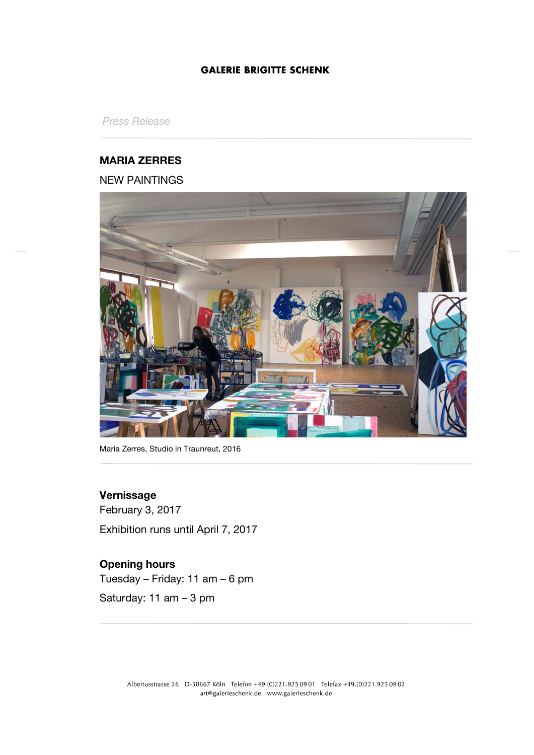**GALERIE BRIGITTE SCHENK**

*Press Release*

# MARIA ZERRES

NEW PAINTINGS

Maria Zerres, Studio in Traunreut, 2016

**Vernissage**
February 3, 2017

Exhibition runs until April 7, 2017

**Opening hours**
Tuesday – Friday: 11 am – 6 pm

Saturday: 11 am – 3 pm

Albertusstrasse 26 D-50667 Köln Telefon +49.(0)221.925 09 01 Telefax +49.(0)221.925 09 02
art@galerieschenk.de www.galerieschenk.de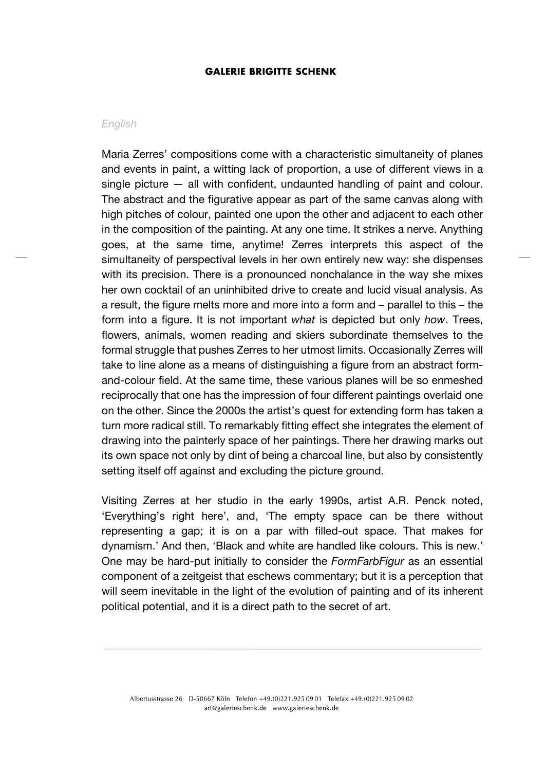*English*

Maria Zerres' compositions come with a characteristic simultaneity of planes and events in paint, a witting lack of proportion, a use of different views in a single picture — all with confident, undaunted handling of paint and colour. The abstract and the figurative appear as part of the same canvas along with high pitches of colour, painted one upon the other and adjacent to each other in the composition of the painting. At any one time. It strikes a nerve. Anything goes, at the same time, anytime! Zerres interprets this aspect of the simultaneity of perspectival levels in her own entirely new way: she dispenses with its precision. There is a pronounced nonchalance in the way she mixes her own cocktail of an uninhibited drive to create and lucid visual analysis. As a result, the figure melts more and more into a form and – parallel to this – the form into a figure. It is not important *what* is depicted but only *how*. Trees, flowers, animals, women reading and skiers subordinate themselves to the formal struggle that pushes Zerres to her utmost limits. Occasionally Zerres will take to line alone as a means of distinguishing a figure from an abstract form-and-colour field. At the same time, these various planes will be so enmeshed reciprocally that one has the impression of four different paintings overlaid one on the other. Since the 2000s the artist's quest for extending form has taken a turn more radical still. To remarkably fitting effect she integrates the element of drawing into the painterly space of her paintings. There her drawing marks out its own space not only by dint of being a charcoal line, but also by consistently setting itself off against and excluding the picture ground.

Visiting Zerres at her studio in the early 1990s, artist A.R. Penck noted, 'Everything's right here', and, 'The empty space can be there without representing a gap; it is on a par with filled-out space. That makes for dynamism.' And then, 'Black and white are handled like colours. This is new.' One may be hard-put initially to consider the *FormFarbFigur* as an essential component of a zeitgeist that eschews commentary; but it is a perception that will seem inevitable in the light of the evolution of painting and of its inherent political potential, and it is a direct path to the secret of art.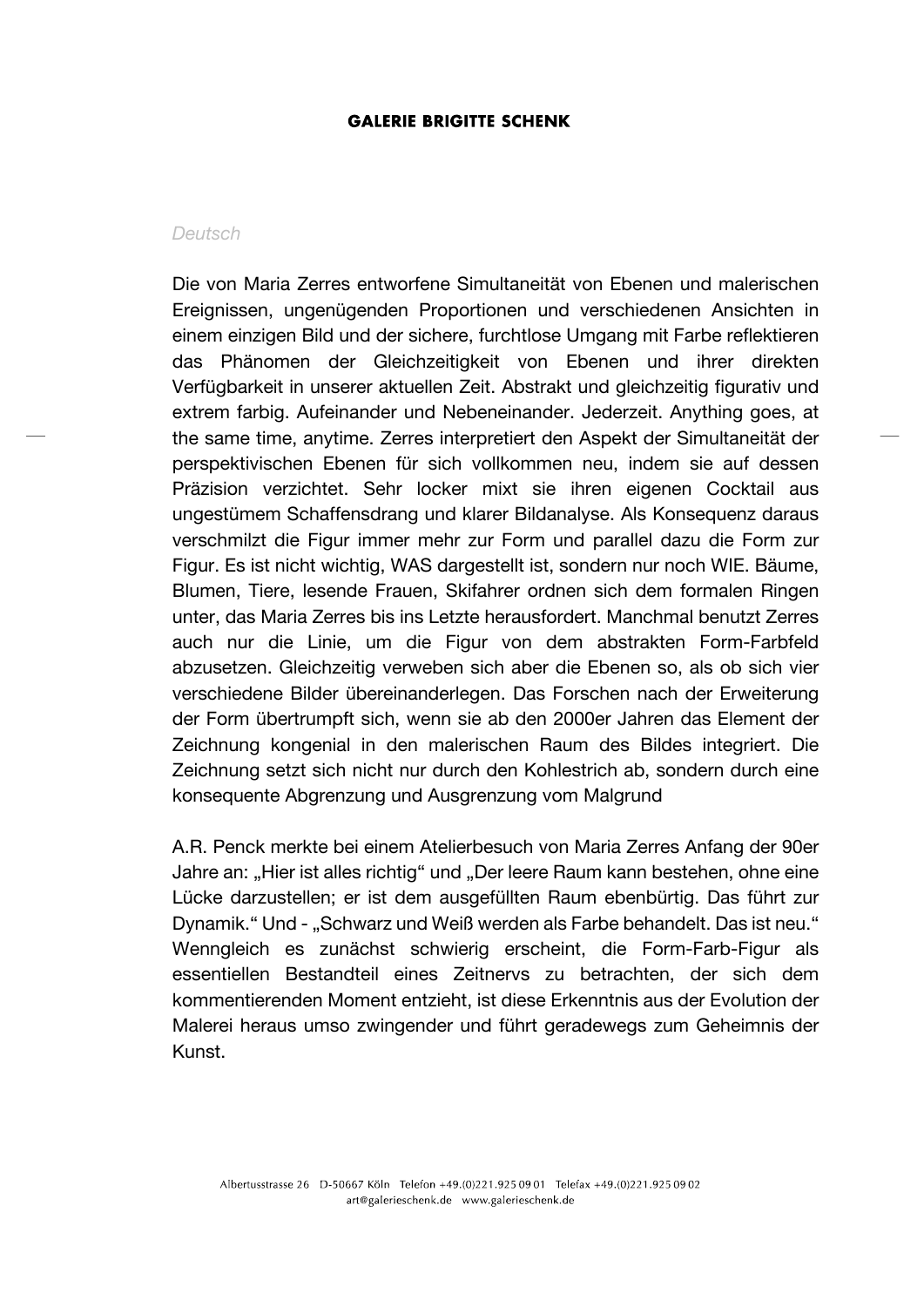*Deutsch*

Die von Maria Zerres entworfene Simultaneität von Ebenen und malerischen Ereignissen, ungenügenden Proportionen und verschiedenen Ansichten in einem einzigen Bild und der sichere, furchtlose Umgang mit Farbe reflektieren das Phänomen der Gleichzeitigkeit von Ebenen und ihrer direkten Verfügbarkeit in unserer aktuellen Zeit. Abstrakt und gleichzeitig figurativ und extrem farbig. Aufeinander und Nebeneinander. Jederzeit. Anything goes, at the same time, anytime. Zerres interpretiert den Aspekt der Simultaneität der perspektivischen Ebenen für sich vollkommen neu, indem sie auf dessen Präzision verzichtet. Sehr locker mixt sie ihren eigenen Cocktail aus ungestümem Schaffensdrang und klarer Bildanalyse. Als Konsequenz daraus verschmilzt die Figur immer mehr zur Form und parallel dazu die Form zur Figur. Es ist nicht wichtig, WAS dargestellt ist, sondern nur noch WIE. Bäume, Blumen, Tiere, lesende Frauen, Skifahrer ordnen sich dem formalen Ringen unter, das Maria Zerres bis ins Letzte herausfordert. Manchmal benutzt Zerres auch nur die Linie, um die Figur von dem abstrakten Form-Farbfeld abzusetzen. Gleichzeitig verweben sich aber die Ebenen so, als ob sich vier verschiedene Bilder übereinanderlegen. Das Forschen nach der Erweiterung der Form übertrumpft sich, wenn sie ab den 2000er Jahren das Element der Zeichnung kongenial in den malerischen Raum des Bildes integriert. Die Zeichnung setzt sich nicht nur durch den Kohlestrich ab, sondern durch eine konsequente Abgrenzung und Ausgrenzung vom Malgrund

A.R. Penck merkte bei einem Atelierbesuch von Maria Zerres Anfang der 90er Jahre an: „Hier ist alles richtig" und „Der leere Raum kann bestehen, ohne eine Lücke darzustellen; er ist dem ausgefüllten Raum ebenbürtig. Das führt zur Dynamik." Und - „Schwarz und Weiß werden als Farbe behandelt. Das ist neu." Wenngleich es zunächst schwierig erscheint, die Form-Farb-Figur als essentiellen Bestandteil eines Zeitnervs zu betrachten, der sich dem kommentierenden Moment entzieht, ist diese Erkenntnis aus der Evolution der Malerei heraus umso zwingender und führt geradewegs zum Geheimnis der Kunst.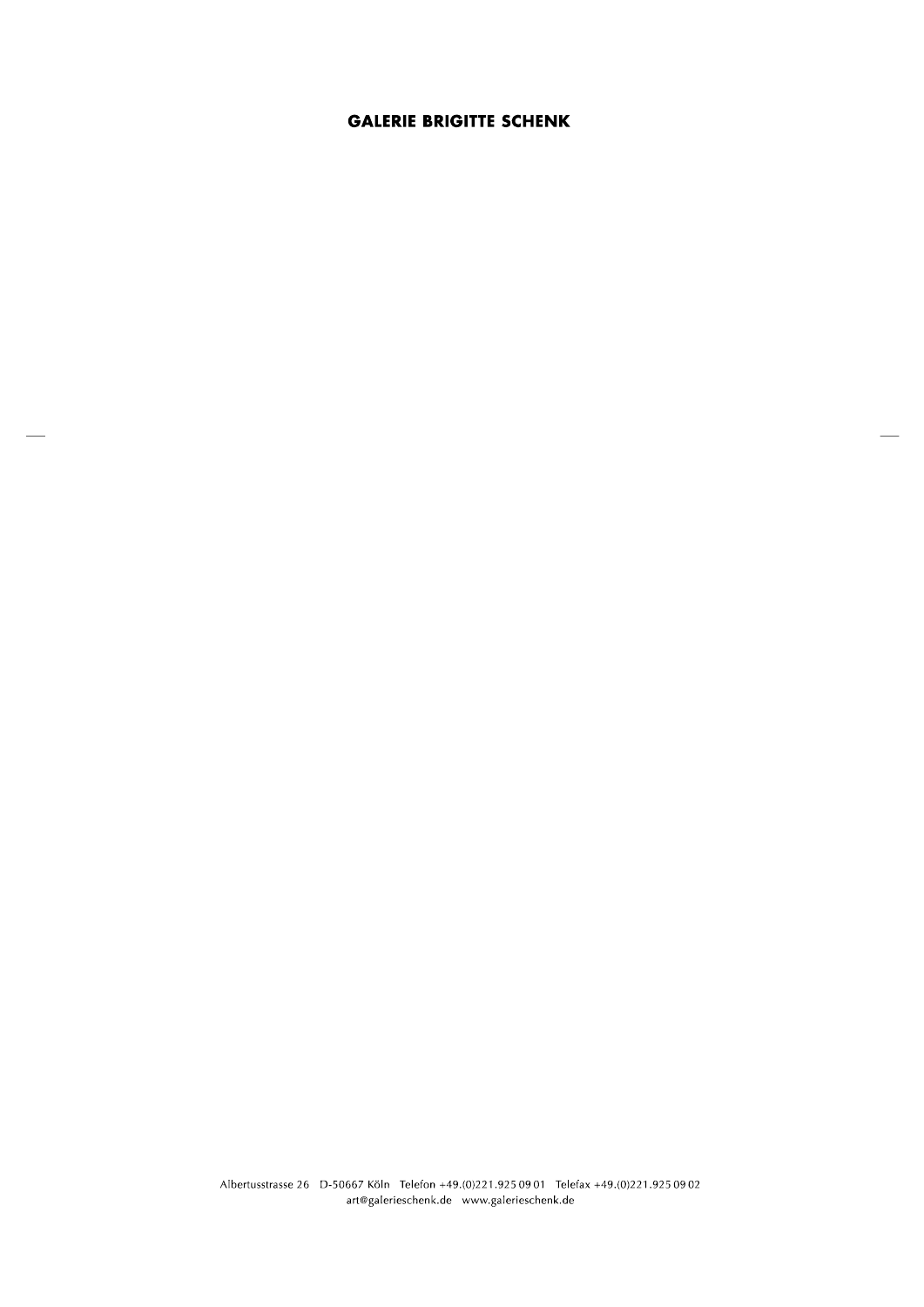**GALERIE BRIGITTE SCHENK**

Albertusstrasse 26 D-50667 Köln Telefon +49.(0)221.925 09 01 Telefax +49.(0)221.925 09 02
art@galerieschenk.de www.galerieschenk.de